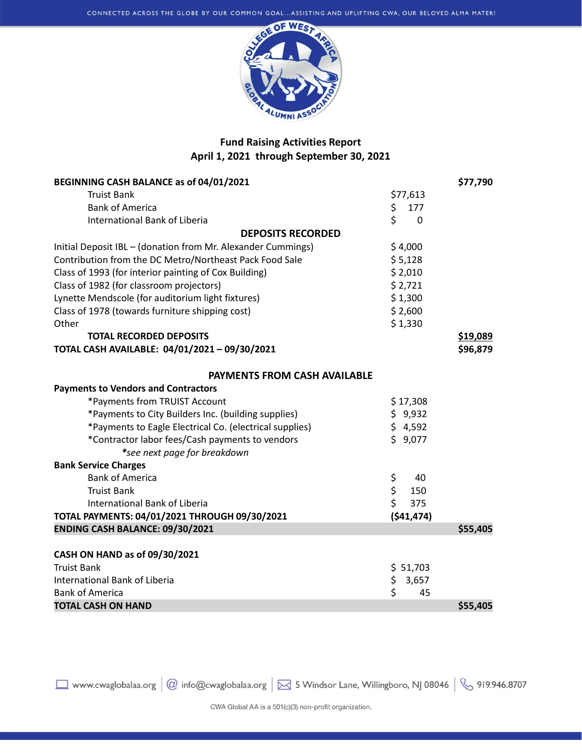CONNECTED ACROSS THE GLOBE BY OUR COMMON GOAL…ASSISTING AND UPLIFTING CWA, OUR BELOVED ALMA MATER!

## Fund Raising Activities Report
## April 1, 2021 through September 30, 2021

| | | |
|---|---|---|
| **BEGINNING CASH BALANCE as of 04/01/2021** | | **$77,790** |
| Truist Bank | $77,613 | |
| Bank of America | $ 177 | |
| International Bank of Liberia | $ 0 | |
| **DEPOSITS RECORDED** | | |
| Initial Deposit IBL – (donation from Mr. Alexander Cummings) | $ 4,000 | |
| Contribution from the DC Metro/Northeast Pack Food Sale | $ 5,128 | |
| Class of 1993 (for interior painting of Cox Building) | $ 2,010 | |
| Class of 1982 (for classroom projectors) | $ 2,721 | |
| Lynette Mendscole (for auditorium light fixtures) | $ 1,300 | |
| Class of 1978 (towards furniture shipping cost) | $ 2,600 | |
| Other | $ 1,330 | |
| **TOTAL RECORDED DEPOSITS** | | **$19,089** |
| **TOTAL CASH AVAILABLE: 04/01/2021 – 09/30/2021** | | **$96,879** |
| **PAYMENTS FROM CASH AVAILABLE** | | |
| **Payments to Vendors and Contractors** | | |
| *Payments from TRUIST Account | $ 17,308 | |
| *Payments to City Builders Inc. (building supplies) | $ 9,932 | |
| *Payments to Eagle Electrical Co. (electrical supplies) | $ 4,592 | |
| *Contractor labor fees/Cash payments to vendors | $ 9,077 | |
| *\*see next page for breakdown* | | |
| **Bank Service Charges** | | |
| Bank of America | $ 40 | |
| Truist Bank | $ 150 | |
| International Bank of Liberia | $ 375 | |
| **TOTAL PAYMENTS: 04/01/2021 THROUGH 09/30/2021** | **($41,474)** | |
| **ENDING CASH BALANCE: 09/30/2021** | | **$55,405** |

| | | |
|---|---|---|
| **CASH ON HAND as of 09/30/2021** | | |
| Truist Bank | $ 51,703 | |
| International Bank of Liberia | $ 3,657 | |
| Bank of America | $ 45 | |
| **TOTAL CASH ON HAND** | | **$55,405** |

www.cwaglobalaa.org | info@cwaglobalaa.org | 5 Windsor Lane, Willingboro, NJ 08046 | 919.946.8707

CWA Global AA is a 501(c)(3) non-profit organization.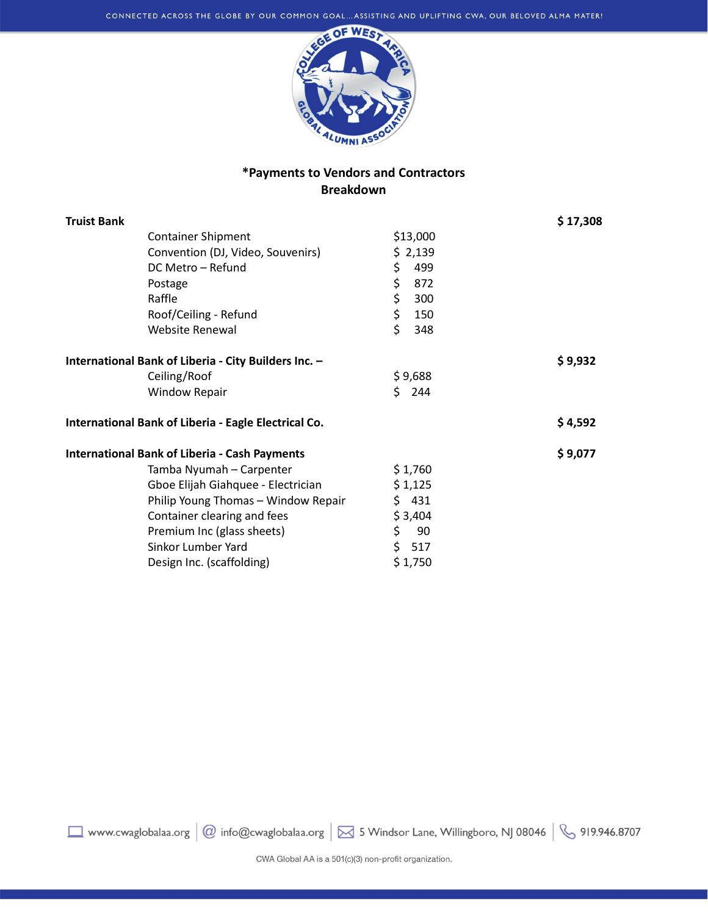## *Payments to Vendors and Contractors Breakdown

| | | |
|---|---|---|
| **Truist Bank** | | **$ 17,308** |
| Container Shipment | $13,000 | |
| Convention (DJ, Video, Souvenirs) | $ 2,139 | |
| DC Metro – Refund | $ 499 | |
| Postage | $ 872 | |
| Raffle | $ 300 | |
| Roof/Ceiling - Refund | $ 150 | |
| Website Renewal | $ 348 | |
| **International Bank of Liberia - City Builders Inc. –** | | **$ 9,932** |
| Ceiling/Roof | $ 9,688 | |
| Window Repair | $ 244 | |
| **International Bank of Liberia - Eagle Electrical Co.** | | **$ 4,592** |
| **International Bank of Liberia - Cash Payments** | | **$ 9,077** |
| Tamba Nyumah – Carpenter | $ 1,760 | |
| Gboe Elijah Giahquee - Electrician | $ 1,125 | |
| Philip Young Thomas – Window Repair | $ 431 | |
| Container clearing and fees | $ 3,404 | |
| Premium Inc (glass sheets) | $ 90 | |
| Sinkor Lumber Yard | $ 517 | |
| Design Inc. (scaffolding) | $ 1,750 | |